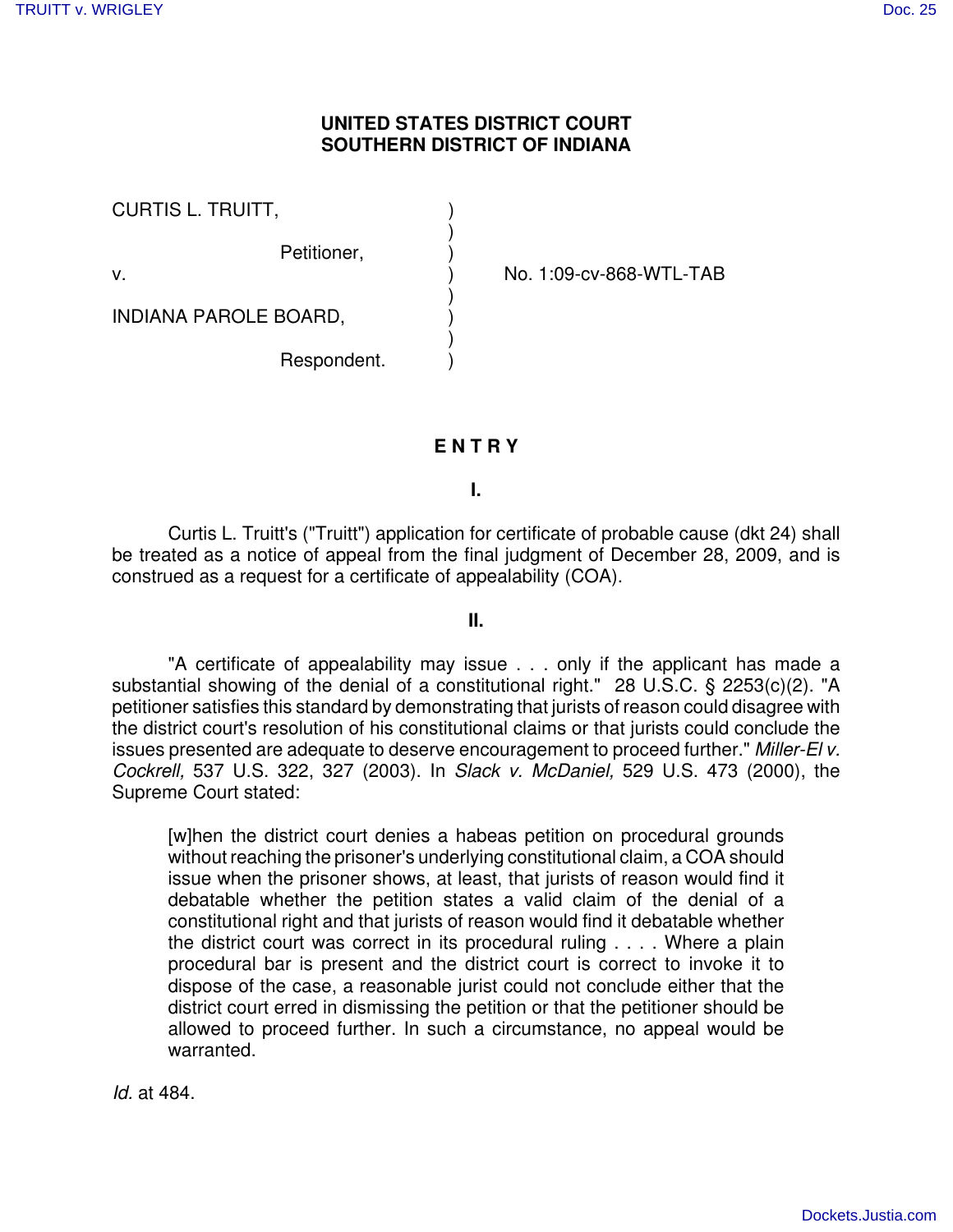**UNITED STATES DISTRICT COURT**
**SOUTHERN DISTRICT OF INDIANA**

CURTIS L. TRUITT,
Petitioner,

v.

INDIANA PAROLE BOARD,
Respondent.

No. 1:09-cv-868-WTL-TAB

**E N T R Y**

**I.**

Curtis L. Truitt's ("Truitt") application for certificate of probable cause (dkt 24) shall be treated as a notice of appeal from the final judgment of December 28, 2009, and is construed as a request for a certificate of appealability (COA).

**II.**

"A certificate of appealability may issue . . . only if the applicant has made a substantial showing of the denial of a constitutional right." 28 U.S.C. § 2253(c)(2). "A petitioner satisfies this standard by demonstrating that jurists of reason could disagree with the district court's resolution of his constitutional claims or that jurists could conclude the issues presented are adequate to deserve encouragement to proceed further." *Miller-El v. Cockrell,* 537 U.S. 322, 327 (2003). In *Slack v. McDaniel,* 529 U.S. 473 (2000), the Supreme Court stated:

> [w]hen the district court denies a habeas petition on procedural grounds without reaching the prisoner's underlying constitutional claim, a COA should issue when the prisoner shows, at least, that jurists of reason would find it debatable whether the petition states a valid claim of the denial of a constitutional right and that jurists of reason would find it debatable whether the district court was correct in its procedural ruling . . . . Where a plain procedural bar is present and the district court is correct to invoke it to dispose of the case, a reasonable jurist could not conclude either that the district court erred in dismissing the petition or that the petitioner should be allowed to proceed further. In such a circumstance, no appeal would be warranted.

*Id.* at 484.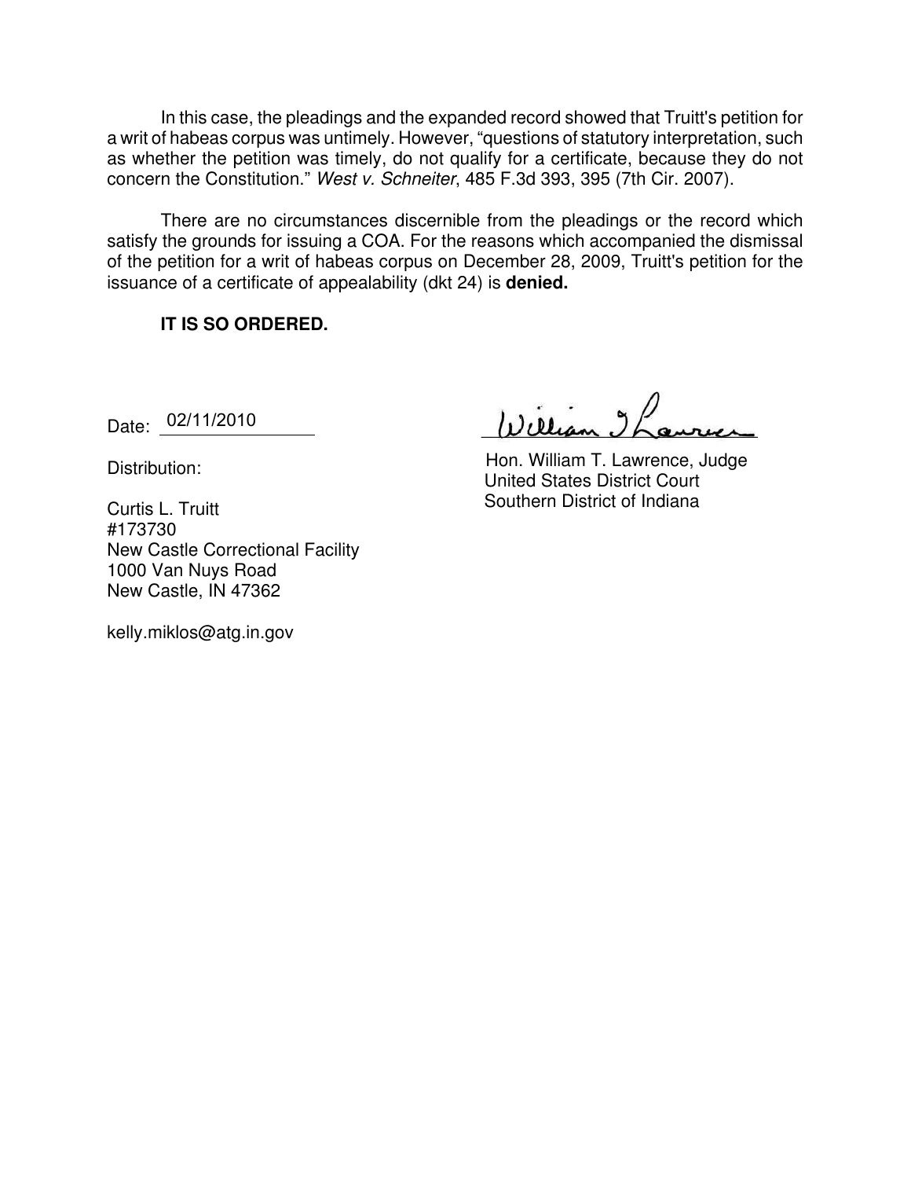In this case, the pleadings and the expanded record showed that Truitt's petition for a writ of habeas corpus was untimely. However, "questions of statutory interpretation, such as whether the petition was timely, do not qualify for a certificate, because they do not concern the Constitution." *West v. Schneiter*, 485 F.3d 393, 395 (7th Cir. 2007).

There are no circumstances discernible from the pleadings or the record which satisfy the grounds for issuing a COA. For the reasons which accompanied the dismissal of the petition for a writ of habeas corpus on December 28, 2009, Truitt's petition for the issuance of a certificate of appealability (dkt 24) is **denied.**

**IT IS SO ORDERED.**

Date: 02/11/2010

Hon. William T. Lawrence, Judge
United States District Court
Southern District of Indiana

Distribution:

Curtis L. Truitt
#173730
New Castle Correctional Facility
1000 Van Nuys Road
New Castle, IN 47362

kelly.miklos@atg.in.gov